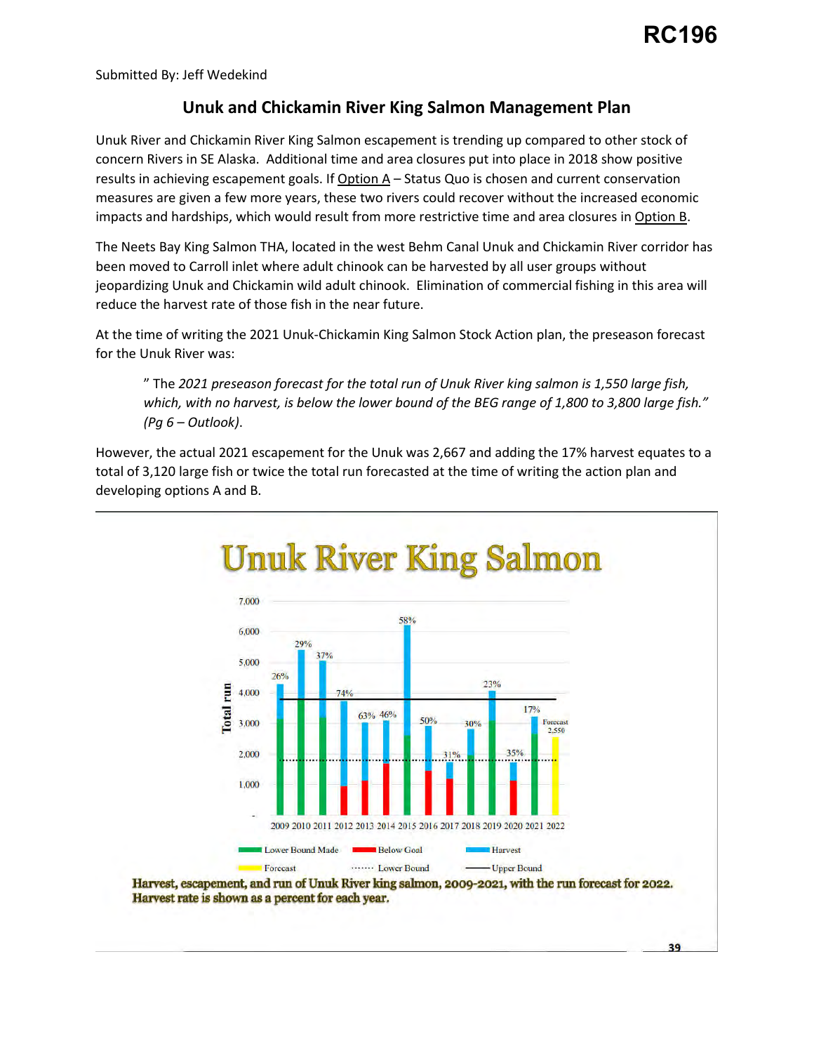RC196

Submitted By: Jeff Wedekind

## Unuk and Chickamin River King Salmon Management Plan

Unuk River and Chickamin River King Salmon escapement is trending up compared to other stock of concern Rivers in SE Alaska. Additional time and area closures put into place in 2018 show positive results in achieving escapement goals. If Option A – Status Quo is chosen and current conservation measures are given a few more years, these two rivers could recover without the increased economic impacts and hardships, which would result from more restrictive time and area closures in Option B.

The Neets Bay King Salmon THA, located in the west Behm Canal Unuk and Chickamin River corridor has been moved to Carroll inlet where adult chinook can be harvested by all user groups without jeopardizing Unuk and Chickamin wild adult chinook. Elimination of commercial fishing in this area will reduce the harvest rate of those fish in the near future.

At the time of writing the 2021 Unuk-Chickamin King Salmon Stock Action plan, the preseason forecast for the Unuk River was:

> " The *2021 preseason forecast for the total run of Unuk River king salmon is 1,550 large fish, which, with no harvest, is below the lower bound of the BEG range of 1,800 to 3,800 large fish." (Pg 6 – Outlook)*.

However, the actual 2021 escapement for the Unuk was 2,667 and adding the 17% harvest equates to a total of 3,120 large fish or twice the total run forecasted at the time of writing the action plan and developing options A and B.

**Unuk River King Salmon**

| Year | Harvest rate |
|---|---|
| 2009 | 26% |
| 2010 | 29% |
| 2011 | 37% |
| 2012 | 74% |
| 2013 | 63% |
| 2014 | 46% |
| 2015 | 58% |
| 2016 | 50% |
| 2017 | 31% |
| 2018 | 30% |
| 2019 | 23% |
| 2020 | 35% |
| 2021 | 17% |
| 2022 | Forecast 2,550 |

Legend: Lower Bound Made; Below Goal; Harvest; Forecast; Lower Bound; Upper Bound

**Harvest, escapement, and run of Unuk River king salmon, 2009-2021, with the run forecast for 2022. Harvest rate is shown as a percent for each year.**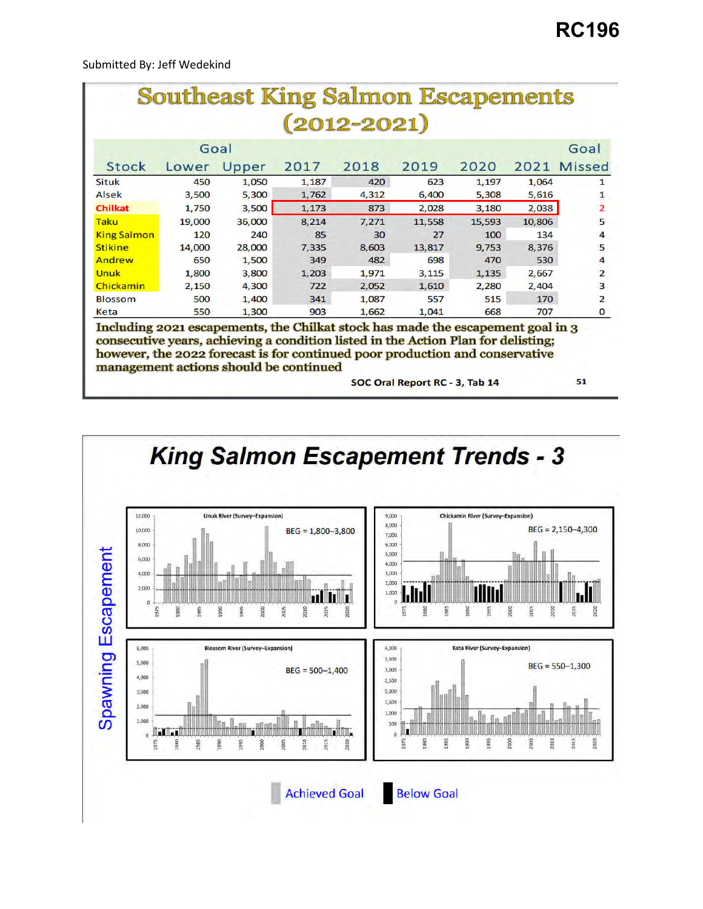**RC196**

Submitted By: Jeff Wedekind

# Southeast King Salmon Escapements (2012-2021)

| Stock | Goal Lower | Goal Upper | 2017 | 2018 | 2019 | 2020 | 2021 | Goal Missed |
|---|---|---|---|---|---|---|---|---|
| Situk | 450 | 1,050 | 1,187 | 420 | 623 | 1,197 | 1,064 | 1 |
| Alsek | 3,500 | 5,300 | 1,762 | 4,312 | 6,400 | 5,308 | 5,616 | 1 |
| Chilkat | 1,750 | 3,500 | 1,173 | 873 | 2,028 | 3,180 | 2,038 | 2 |
| Taku | 19,000 | 36,000 | 8,214 | 7,271 | 11,558 | 15,593 | 10,806 | 5 |
| King Salmon | 120 | 240 | 85 | 30 | 27 | 100 | 134 | 4 |
| Stikine | 14,000 | 28,000 | 7,335 | 8,603 | 13,817 | 9,753 | 8,376 | 5 |
| Andrew | 650 | 1,500 | 349 | 482 | 698 | 470 | 530 | 4 |
| Unuk | 1,800 | 3,800 | 1,203 | 1,971 | 3,115 | 1,135 | 2,667 | 2 |
| Chickamin | 2,150 | 4,300 | 722 | 2,052 | 1,610 | 2,280 | 2,404 | 3 |
| Blossom | 500 | 1,400 | 341 | 1,087 | 557 | 515 | 170 | 2 |
| Keta | 550 | 1,300 | 903 | 1,662 | 1,041 | 668 | 707 | 0 |

**Including 2021 escapements, the Chilkat stock has made the escapement goal in 3 consecutive years, achieving a condition listed in the Action Plan for delisting; however, the 2022 forecast is for continued poor production and conservative management actions should be continued**

SOC Oral Report RC - 3, Tab 14

51

## King Salmon Escapement Trends - 3

Spawning Escapement

Unuk River (Survey-Expansion)

BEG = 1,800–3,800

Chickamin River (Survey-Expansion)

BEG = 2,150–4,300

Blossom River (Survey-Expansion)

BEG = 500–1,400

Keta River (Survey-Expansion)

BEG = 550–1,300

Achieved Goal

Below Goal